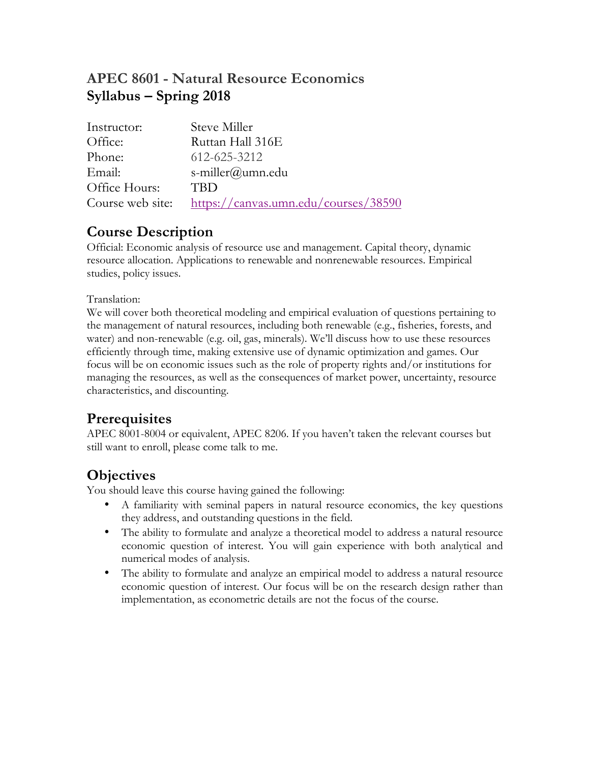# APEC 8601 - Natural Resource Economics
# Syllabus – Spring 2018

| | |
|---|---|
| Instructor: | Steve Miller |
| Office: | Ruttan Hall 316E |
| Phone: | 612-625-3212 |
| Email: | s-miller@umn.edu |
| Office Hours: | TBD |
| Course web site: | https://canvas.umn.edu/courses/38590 |

## Course Description

Official: Economic analysis of resource use and management. Capital theory, dynamic resource allocation. Applications to renewable and nonrenewable resources. Empirical studies, policy issues.

Translation:
We will cover both theoretical modeling and empirical evaluation of questions pertaining to the management of natural resources, including both renewable (e.g., fisheries, forests, and water) and non-renewable (e.g. oil, gas, minerals). We'll discuss how to use these resources efficiently through time, making extensive use of dynamic optimization and games. Our focus will be on economic issues such as the role of property rights and/or institutions for managing the resources, as well as the consequences of market power, uncertainty, resource characteristics, and discounting.

## Prerequisites

APEC 8001-8004 or equivalent, APEC 8206. If you haven't taken the relevant courses but still want to enroll, please come talk to me.

## Objectives

You should leave this course having gained the following:

- A familiarity with seminal papers in natural resource economics, the key questions they address, and outstanding questions in the field.
- The ability to formulate and analyze a theoretical model to address a natural resource economic question of interest. You will gain experience with both analytical and numerical modes of analysis.
- The ability to formulate and analyze an empirical model to address a natural resource economic question of interest. Our focus will be on the research design rather than implementation, as econometric details are not the focus of the course.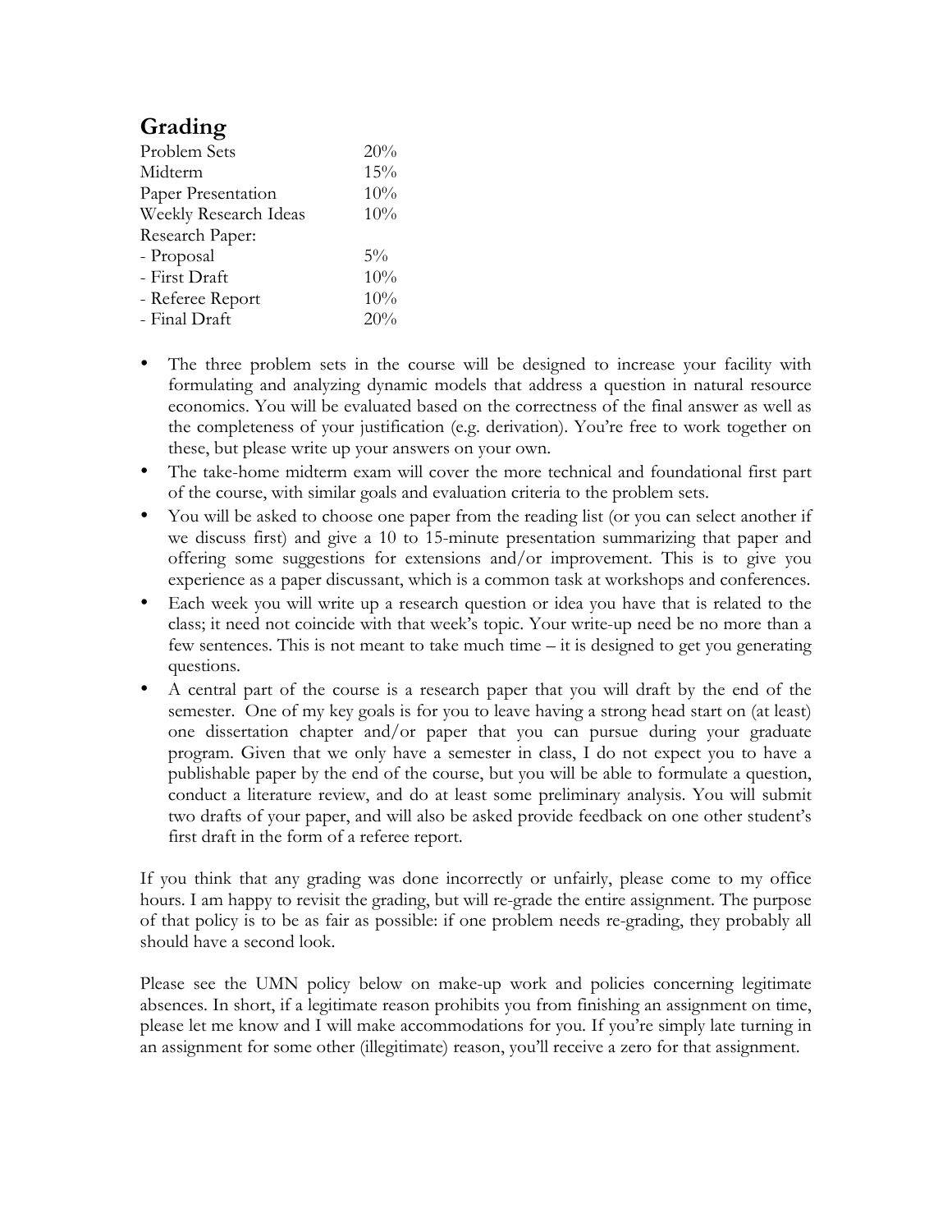## Grading

| | |
|---|---|
| Problem Sets | 20% |
| Midterm | 15% |
| Paper Presentation | 10% |
| Weekly Research Ideas | 10% |
| Research Paper: | |
| - Proposal | 5% |
| - First Draft | 10% |
| - Referee Report | 10% |
| - Final Draft | 20% |

- The three problem sets in the course will be designed to increase your facility with formulating and analyzing dynamic models that address a question in natural resource economics. You will be evaluated based on the correctness of the final answer as well as the completeness of your justification (e.g. derivation). You're free to work together on these, but please write up your answers on your own.
- The take-home midterm exam will cover the more technical and foundational first part of the course, with similar goals and evaluation criteria to the problem sets.
- You will be asked to choose one paper from the reading list (or you can select another if we discuss first) and give a 10 to 15-minute presentation summarizing that paper and offering some suggestions for extensions and/or improvement. This is to give you experience as a paper discussant, which is a common task at workshops and conferences.
- Each week you will write up a research question or idea you have that is related to the class; it need not coincide with that week's topic. Your write-up need be no more than a few sentences. This is not meant to take much time – it is designed to get you generating questions.
- A central part of the course is a research paper that you will draft by the end of the semester. One of my key goals is for you to leave having a strong head start on (at least) one dissertation chapter and/or paper that you can pursue during your graduate program. Given that we only have a semester in class, I do not expect you to have a publishable paper by the end of the course, but you will be able to formulate a question, conduct a literature review, and do at least some preliminary analysis. You will submit two drafts of your paper, and will also be asked provide feedback on one other student's first draft in the form of a referee report.

If you think that any grading was done incorrectly or unfairly, please come to my office hours. I am happy to revisit the grading, but will re-grade the entire assignment. The purpose of that policy is to be as fair as possible: if one problem needs re-grading, they probably all should have a second look.

Please see the UMN policy below on make-up work and policies concerning legitimate absences. In short, if a legitimate reason prohibits you from finishing an assignment on time, please let me know and I will make accommodations for you. If you're simply late turning in an assignment for some other (illegitimate) reason, you'll receive a zero for that assignment.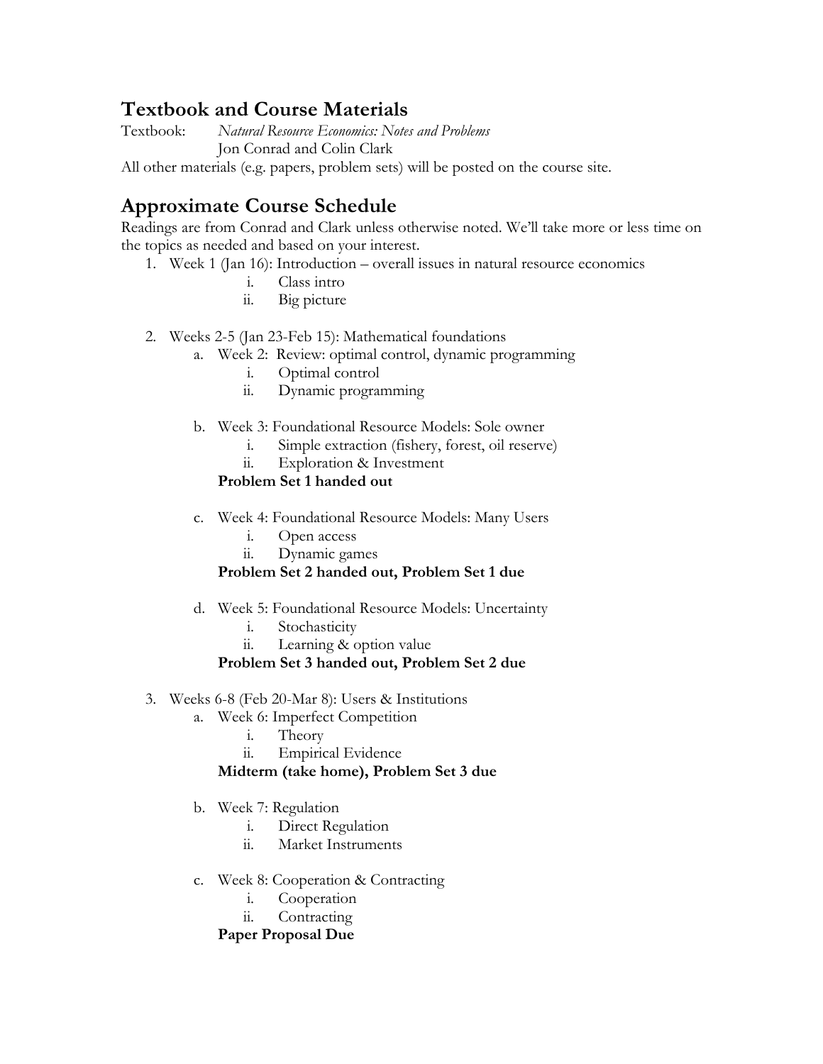## Textbook and Course Materials

Textbook: *Natural Resource Economics: Notes and Problems*
Jon Conrad and Colin Clark

All other materials (e.g. papers, problem sets) will be posted on the course site.

## Approximate Course Schedule

Readings are from Conrad and Clark unless otherwise noted. We'll take more or less time on the topics as needed and based on your interest.

1. Week 1 (Jan 16): Introduction – overall issues in natural resource economics
    - i. Class intro
    - ii. Big picture

2. Weeks 2-5 (Jan 23-Feb 15): Mathematical foundations
    - a. Week 2: Review: optimal control, dynamic programming
        - i. Optimal control
        - ii. Dynamic programming
    - b. Week 3: Foundational Resource Models: Sole owner
        - i. Simple extraction (fishery, forest, oil reserve)
        - ii. Exploration & Investment

      **Problem Set 1 handed out**
    - c. Week 4: Foundational Resource Models: Many Users
        - i. Open access
        - ii. Dynamic games

      **Problem Set 2 handed out, Problem Set 1 due**
    - d. Week 5: Foundational Resource Models: Uncertainty
        - i. Stochasticity
        - ii. Learning & option value

      **Problem Set 3 handed out, Problem Set 2 due**

3. Weeks 6-8 (Feb 20-Mar 8): Users & Institutions
    - a. Week 6: Imperfect Competition
        - i. Theory
        - ii. Empirical Evidence

      **Midterm (take home), Problem Set 3 due**
    - b. Week 7: Regulation
        - i. Direct Regulation
        - ii. Market Instruments
    - c. Week 8: Cooperation & Contracting
        - i. Cooperation
        - ii. Contracting

      **Paper Proposal Due**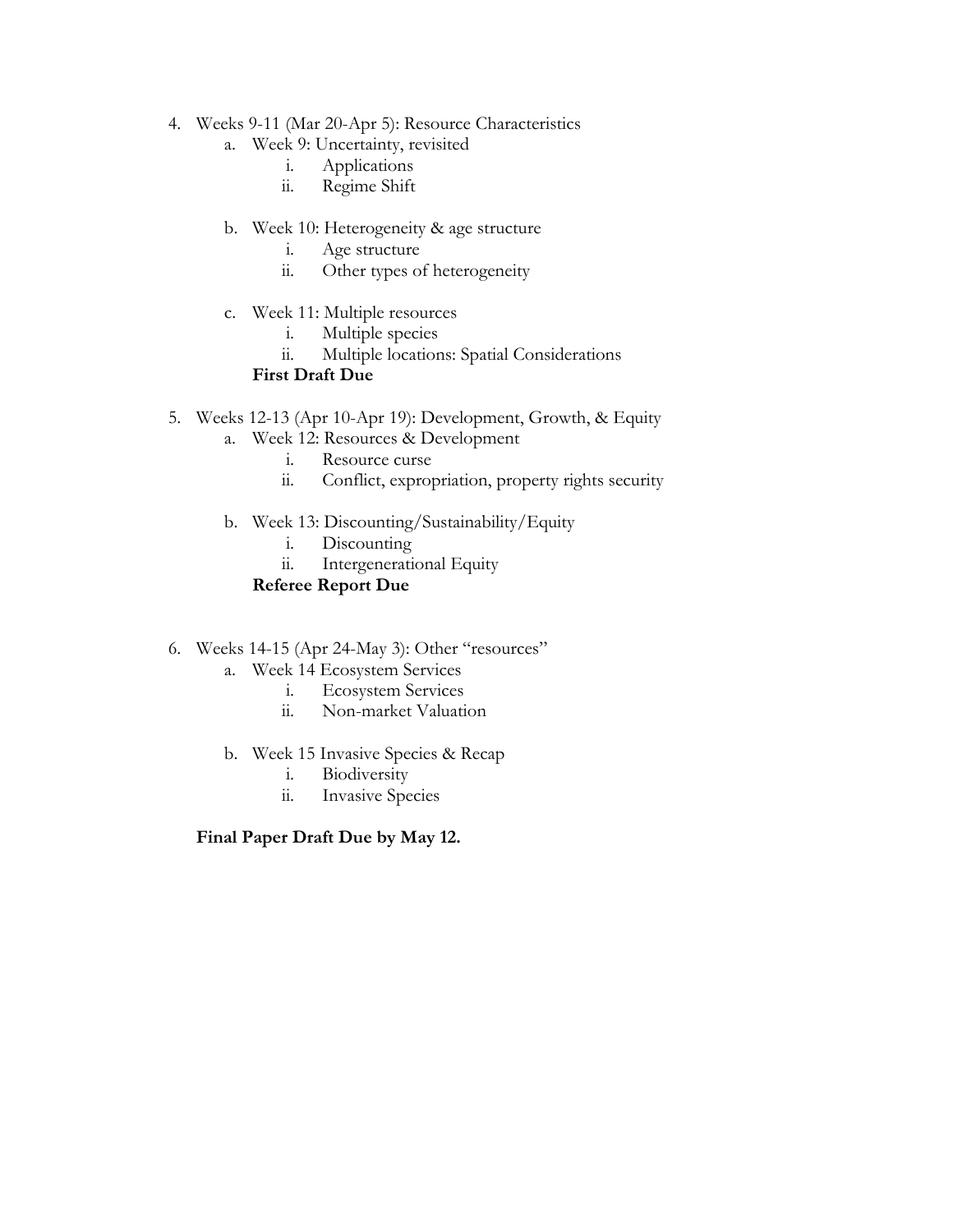4. Weeks 9-11 (Mar 20-Apr 5): Resource Characteristics
    a. Week 9: Uncertainty, revisited
        i. Applications
        ii. Regime Shift

    b. Week 10: Heterogeneity & age structure
        i. Age structure
        ii. Other types of heterogeneity

    c. Week 11: Multiple resources
        i. Multiple species
        ii. Multiple locations: Spatial Considerations

    **First Draft Due**

5. Weeks 12-13 (Apr 10-Apr 19): Development, Growth, & Equity
    a. Week 12: Resources & Development
        i. Resource curse
        ii. Conflict, expropriation, property rights security

    b. Week 13: Discounting/Sustainability/Equity
        i. Discounting
        ii. Intergenerational Equity

    **Referee Report Due**

6. Weeks 14-15 (Apr 24-May 3): Other "resources"
    a. Week 14 Ecosystem Services
        i. Ecosystem Services
        ii. Non-market Valuation

    b. Week 15 Invasive Species & Recap
        i. Biodiversity
        ii. Invasive Species

**Final Paper Draft Due by May 12.**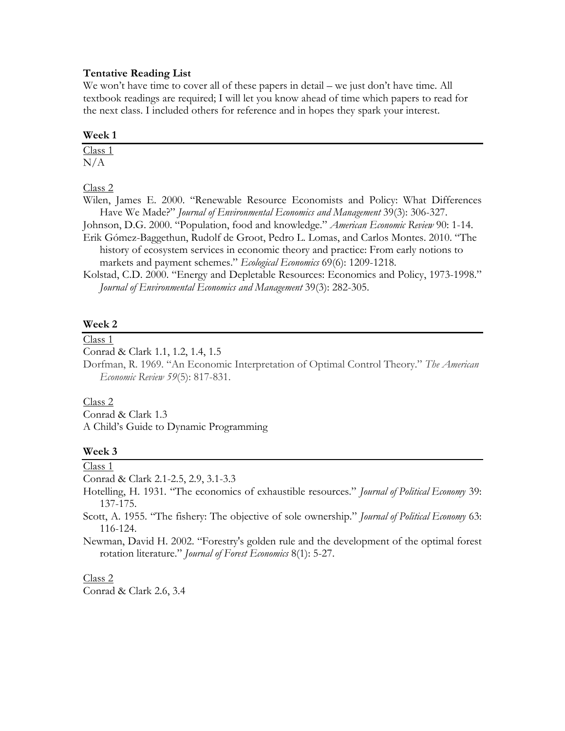**Tentative Reading List**

We won't have time to cover all of these papers in detail – we just don't have time. All textbook readings are required; I will let you know ahead of time which papers to read for the next class. I included others for reference and in hopes they spark your interest.

**Week 1**

Class 1

N/A

Class 2

Wilen, James E. 2000. "Renewable Resource Economists and Policy: What Differences Have We Made?" *Journal of Environmental Economics and Management* 39(3): 306-327.

Johnson, D.G. 2000. "Population, food and knowledge." *American Economic Review* 90: 1-14.

Erik Gómez-Baggethun, Rudolf de Groot, Pedro L. Lomas, and Carlos Montes. 2010. "The history of ecosystem services in economic theory and practice: From early notions to markets and payment schemes." *Ecological Economics* 69(6): 1209-1218.

Kolstad, C.D. 2000. "Energy and Depletable Resources: Economics and Policy, 1973-1998." *Journal of Environmental Economics and Management* 39(3): 282-305.

**Week 2**

Class 1

Conrad & Clark 1.1, 1.2, 1.4, 1.5

Dorfman, R. 1969. "An Economic Interpretation of Optimal Control Theory." *The American Economic Review 59*(5): 817-831.

Class 2

Conrad & Clark 1.3

A Child's Guide to Dynamic Programming

**Week 3**

Class 1

Conrad & Clark 2.1-2.5, 2.9, 3.1-3.3

Hotelling, H. 1931. "The economics of exhaustible resources." *Journal of Political Economy* 39: 137-175.

Scott, A. 1955. "The fishery: The objective of sole ownership." *Journal of Political Economy* 63: 116-124.

Newman, David H. 2002. "Forestry's golden rule and the development of the optimal forest rotation literature." *Journal of Forest Economics* 8(1): 5-27.

Class 2

Conrad & Clark 2.6, 3.4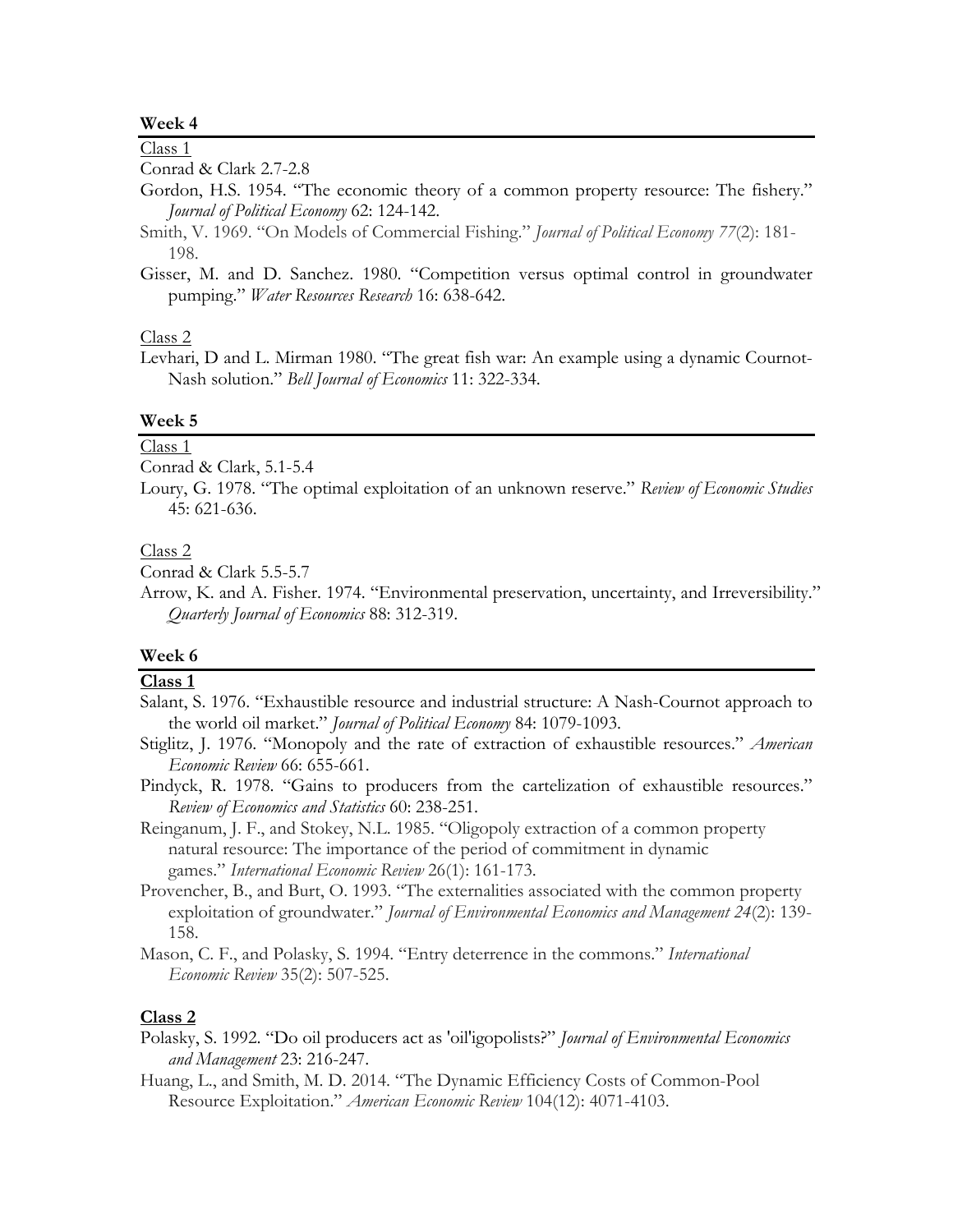**Week 4**

Class 1

Conrad & Clark 2.7-2.8

Gordon, H.S. 1954. "The economic theory of a common property resource: The fishery." *Journal of Political Economy* 62: 124-142.

Smith, V. 1969. "On Models of Commercial Fishing." *Journal of Political Economy 77*(2): 181-198.

Gisser, M. and D. Sanchez. 1980. "Competition versus optimal control in groundwater pumping." *Water Resources Research* 16: 638-642.

Class 2

Levhari, D and L. Mirman 1980. "The great fish war: An example using a dynamic Cournot-Nash solution." *Bell Journal of Economics* 11: 322-334.

**Week 5**

Class 1

Conrad & Clark, 5.1-5.4

Loury, G. 1978. "The optimal exploitation of an unknown reserve." *Review of Economic Studies* 45: 621-636.

Class 2

Conrad & Clark 5.5-5.7

Arrow, K. and A. Fisher. 1974. "Environmental preservation, uncertainty, and Irreversibility." *Quarterly Journal of Economics* 88: 312-319.

**Week 6**

**Class 1**

Salant, S. 1976. "Exhaustible resource and industrial structure: A Nash-Cournot approach to the world oil market." *Journal of Political Economy* 84: 1079-1093.

Stiglitz, J. 1976. "Monopoly and the rate of extraction of exhaustible resources." *American Economic Review* 66: 655-661.

Pindyck, R. 1978. "Gains to producers from the cartelization of exhaustible resources." *Review of Economics and Statistics* 60: 238-251.

Reinganum, J. F., and Stokey, N.L. 1985. "Oligopoly extraction of a common property natural resource: The importance of the period of commitment in dynamic games." *International Economic Review* 26(1): 161-173.

Provencher, B., and Burt, O. 1993. "The externalities associated with the common property exploitation of groundwater." *Journal of Environmental Economics and Management 24*(2): 139-158.

Mason, C. F., and Polasky, S. 1994. "Entry deterrence in the commons." *International Economic Review* 35(2): 507-525.

**Class 2**

Polasky, S. 1992. "Do oil producers act as 'oil'igopolists?" *Journal of Environmental Economics and Management* 23: 216-247.

Huang, L., and Smith, M. D. 2014. "The Dynamic Efficiency Costs of Common-Pool Resource Exploitation." *American Economic Review* 104(12): 4071-4103.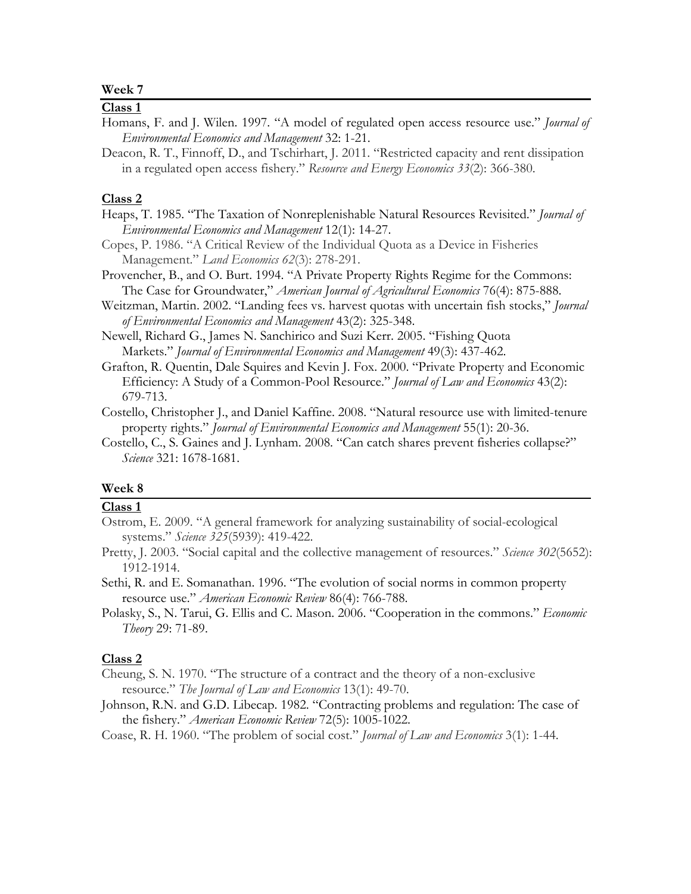## Week 7

### Class 1

Homans, F. and J. Wilen. 1997. "A model of regulated open access resource use." *Journal of Environmental Economics and Management* 32: 1-21.

Deacon, R. T., Finnoff, D., and Tschirhart, J. 2011. "Restricted capacity and rent dissipation in a regulated open access fishery." *Resource and Energy Economics 33*(2): 366-380.

### Class 2

Heaps, T. 1985. "The Taxation of Nonreplenishable Natural Resources Revisited." *Journal of Environmental Economics and Management* 12(1): 14-27.

Copes, P. 1986. "A Critical Review of the Individual Quota as a Device in Fisheries Management." *Land Economics 62*(3): 278-291.

Provencher, B., and O. Burt. 1994. "A Private Property Rights Regime for the Commons: The Case for Groundwater," *American Journal of Agricultural Economics* 76(4): 875-888.

Weitzman, Martin. 2002. "Landing fees vs. harvest quotas with uncertain fish stocks," *Journal of Environmental Economics and Management* 43(2): 325-348.

Newell, Richard G., James N. Sanchirico and Suzi Kerr. 2005. "Fishing Quota Markets." *Journal of Environmental Economics and Management* 49(3): 437-462.

Grafton, R. Quentin, Dale Squires and Kevin J. Fox. 2000. "Private Property and Economic Efficiency: A Study of a Common-Pool Resource." *Journal of Law and Economics* 43(2): 679-713.

Costello, Christopher J., and Daniel Kaffine. 2008. "Natural resource use with limited-tenure property rights." *Journal of Environmental Economics and Management* 55(1): 20-36.

Costello, C., S. Gaines and J. Lynham. 2008. "Can catch shares prevent fisheries collapse?" *Science* 321: 1678-1681.

## Week 8

### Class 1

Ostrom, E. 2009. "A general framework for analyzing sustainability of social-ecological systems." *Science 325*(5939): 419-422.

Pretty, J. 2003. "Social capital and the collective management of resources." *Science 302*(5652): 1912-1914.

Sethi, R. and E. Somanathan. 1996. "The evolution of social norms in common property resource use." *American Economic Review* 86(4): 766-788.

Polasky, S., N. Tarui, G. Ellis and C. Mason. 2006. "Cooperation in the commons." *Economic Theory* 29: 71-89.

### Class 2

Cheung, S. N. 1970. "The structure of a contract and the theory of a non-exclusive resource." *The Journal of Law and Economics* 13(1): 49-70.

Johnson, R.N. and G.D. Libecap. 1982. "Contracting problems and regulation: The case of the fishery." *American Economic Review* 72(5): 1005-1022.

Coase, R. H. 1960. "The problem of social cost." *Journal of Law and Economics* 3(1): 1-44.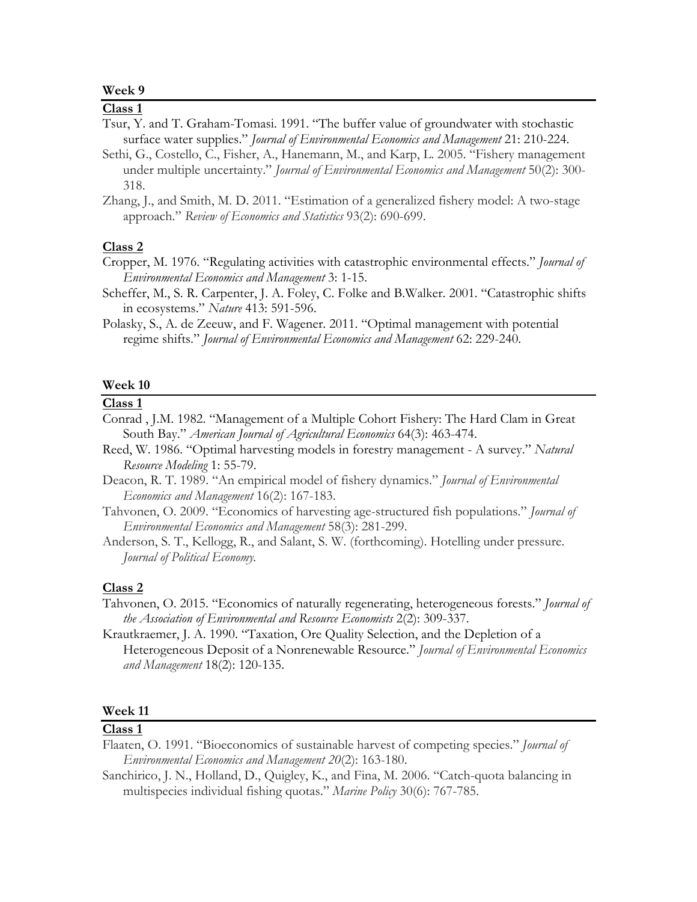### Week 9

#### Class 1

Tsur, Y. and T. Graham-Tomasi. 1991. "The buffer value of groundwater with stochastic surface water supplies." *Journal of Environmental Economics and Management* 21: 210-224.

Sethi, G., Costello, C., Fisher, A., Hanemann, M., and Karp, L. 2005. "Fishery management under multiple uncertainty." *Journal of Environmental Economics and Management* 50(2): 300-318.

Zhang, J., and Smith, M. D. 2011. "Estimation of a generalized fishery model: A two-stage approach." *Review of Economics and Statistics* 93(2): 690-699.

#### Class 2

Cropper, M. 1976. "Regulating activities with catastrophic environmental effects." *Journal of Environmental Economics and Management* 3: 1-15.

Scheffer, M., S. R. Carpenter, J. A. Foley, C. Folke and B.Walker. 2001. "Catastrophic shifts in ecosystems." *Nature* 413: 591-596.

Polasky, S., A. de Zeeuw, and F. Wagener. 2011. "Optimal management with potential regime shifts." *Journal of Environmental Economics and Management* 62: 229-240.

### Week 10

#### Class 1

Conrad , J.M. 1982. "Management of a Multiple Cohort Fishery: The Hard Clam in Great South Bay." *American Journal of Agricultural Economics* 64(3): 463-474.

Reed, W. 1986. "Optimal harvesting models in forestry management - A survey." *Natural Resource Modeling* 1: 55-79.

Deacon, R. T. 1989. "An empirical model of fishery dynamics." *Journal of Environmental Economics and Management* 16(2): 167-183.

Tahvonen, O. 2009. "Economics of harvesting age-structured fish populations." *Journal of Environmental Economics and Management* 58(3): 281-299.

Anderson, S. T., Kellogg, R., and Salant, S. W. (forthcoming). Hotelling under pressure. *Journal of Political Economy.*

#### Class 2

Tahvonen, O. 2015. "Economics of naturally regenerating, heterogeneous forests." *Journal of the Association of Environmental and Resource Economists* 2(2): 309-337.

Krautkraemer, J. A. 1990. "Taxation, Ore Quality Selection, and the Depletion of a Heterogeneous Deposit of a Nonrenewable Resource." *Journal of Environmental Economics and Management* 18(2): 120-135.

### Week 11

#### Class 1

Flaaten, O. 1991. "Bioeconomics of sustainable harvest of competing species." *Journal of Environmental Economics and Management 20*(2): 163-180.

Sanchirico, J. N., Holland, D., Quigley, K., and Fina, M. 2006. "Catch-quota balancing in multispecies individual fishing quotas." *Marine Policy* 30(6): 767-785.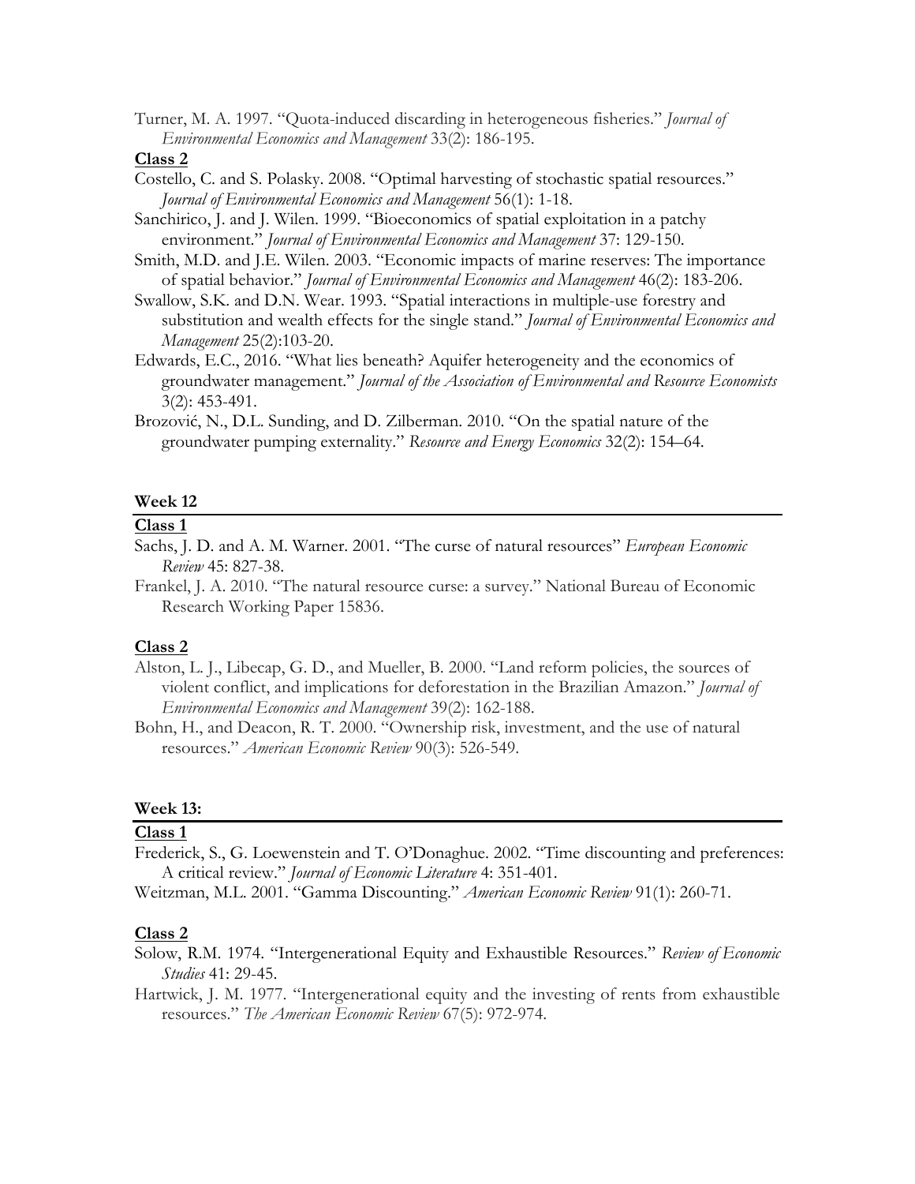Turner, M. A. 1997. "Quota-induced discarding in heterogeneous fisheries." *Journal of Environmental Economics and Management* 33(2): 186-195.

**Class 2**

Costello, C. and S. Polasky. 2008. "Optimal harvesting of stochastic spatial resources." *Journal of Environmental Economics and Management* 56(1): 1-18.

Sanchirico, J. and J. Wilen. 1999. "Bioeconomics of spatial exploitation in a patchy environment." *Journal of Environmental Economics and Management* 37: 129-150.

Smith, M.D. and J.E. Wilen. 2003. "Economic impacts of marine reserves: The importance of spatial behavior." *Journal of Environmental Economics and Management* 46(2): 183-206.

Swallow, S.K. and D.N. Wear. 1993. "Spatial interactions in multiple-use forestry and substitution and wealth effects for the single stand." *Journal of Environmental Economics and Management* 25(2):103-20.

Edwards, E.C., 2016. "What lies beneath? Aquifer heterogeneity and the economics of groundwater management." *Journal of the Association of Environmental and Resource Economists* 3(2): 453-491.

Brozović, N., D.L. Sunding, and D. Zilberman. 2010. "On the spatial nature of the groundwater pumping externality." *Resource and Energy Economics* 32(2): 154–64.

## Week 12

**Class 1**

Sachs, J. D. and A. M. Warner. 2001. "The curse of natural resources" *European Economic Review* 45: 827-38.

Frankel, J. A. 2010. "The natural resource curse: a survey." National Bureau of Economic Research Working Paper 15836.

**Class 2**

Alston, L. J., Libecap, G. D., and Mueller, B. 2000. "Land reform policies, the sources of violent conflict, and implications for deforestation in the Brazilian Amazon." *Journal of Environmental Economics and Management* 39(2): 162-188.

Bohn, H., and Deacon, R. T. 2000. "Ownership risk, investment, and the use of natural resources." *American Economic Review* 90(3): 526-549.

## Week 13:

**Class 1**

Frederick, S., G. Loewenstein and T. O'Donaghue. 2002. "Time discounting and preferences: A critical review." *Journal of Economic Literature* 4: 351-401.

Weitzman, M.L. 2001. "Gamma Discounting." *American Economic Review* 91(1): 260-71.

**Class 2**

Solow, R.M. 1974. "Intergenerational Equity and Exhaustible Resources." *Review of Economic Studies* 41: 29-45.

Hartwick, J. M. 1977. "Intergenerational equity and the investing of rents from exhaustible resources." *The American Economic Review* 67(5): 972-974.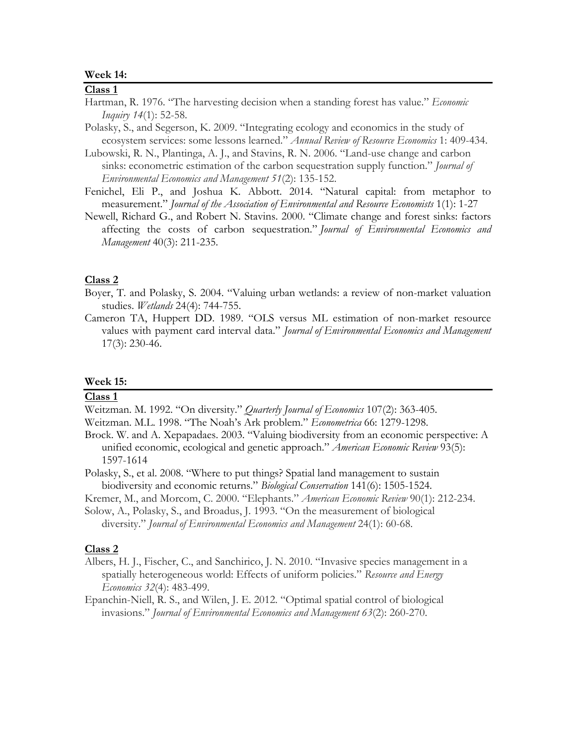**Week 14:**

**Class 1**

Hartman, R. 1976. "The harvesting decision when a standing forest has value." *Economic Inquiry 14*(1): 52-58.

Polasky, S., and Segerson, K. 2009. "Integrating ecology and economics in the study of ecosystem services: some lessons learned." *Annual Review of Resource Economics* 1: 409-434.

Lubowski, R. N., Plantinga, A. J., and Stavins, R. N. 2006. "Land-use change and carbon sinks: econometric estimation of the carbon sequestration supply function." *Journal of Environmental Economics and Management 51*(2): 135-152.

Fenichel, Eli P., and Joshua K. Abbott. 2014. "Natural capital: from metaphor to measurement." *Journal of the Association of Environmental and Resource Economists* 1(1): 1-27

Newell, Richard G., and Robert N. Stavins. 2000. "Climate change and forest sinks: factors affecting the costs of carbon sequestration." *Journal of Environmental Economics and Management* 40(3): 211-235.

**Class 2**

Boyer, T. and Polasky, S. 2004. "Valuing urban wetlands: a review of non-market valuation studies. *Wetlands* 24(4): 744-755.

Cameron TA, Huppert DD. 1989. "OLS versus ML estimation of non-market resource values with payment card interval data." *Journal of Environmental Economics and Management* 17(3): 230-46.

**Week 15:**

**Class 1**

Weitzman. M. 1992. "On diversity." *Quarterly Journal of Economics* 107(2): 363-405.

Weitzman. M.L. 1998. "The Noah's Ark problem." *Econometrica* 66: 1279-1298.

Brock. W. and A. Xepapadaes. 2003. "Valuing biodiversity from an economic perspective: A unified economic, ecological and genetic approach." *American Economic Review* 93(5): 1597-1614

Polasky, S., et al. 2008. "Where to put things? Spatial land management to sustain biodiversity and economic returns." *Biological Conservation* 141(6): 1505-1524.

Kremer, M., and Morcom, C. 2000. "Elephants." *American Economic Review* 90(1): 212-234.

Solow, A., Polasky, S., and Broadus, J. 1993. "On the measurement of biological diversity." *Journal of Environmental Economics and Management* 24(1): 60-68.

**Class 2**

Albers, H. J., Fischer, C., and Sanchirico, J. N. 2010. "Invasive species management in a spatially heterogeneous world: Effects of uniform policies." *Resource and Energy Economics 32*(4): 483-499.

Epanchin-Niell, R. S., and Wilen, J. E. 2012. "Optimal spatial control of biological invasions." *Journal of Environmental Economics and Management 63*(2): 260-270.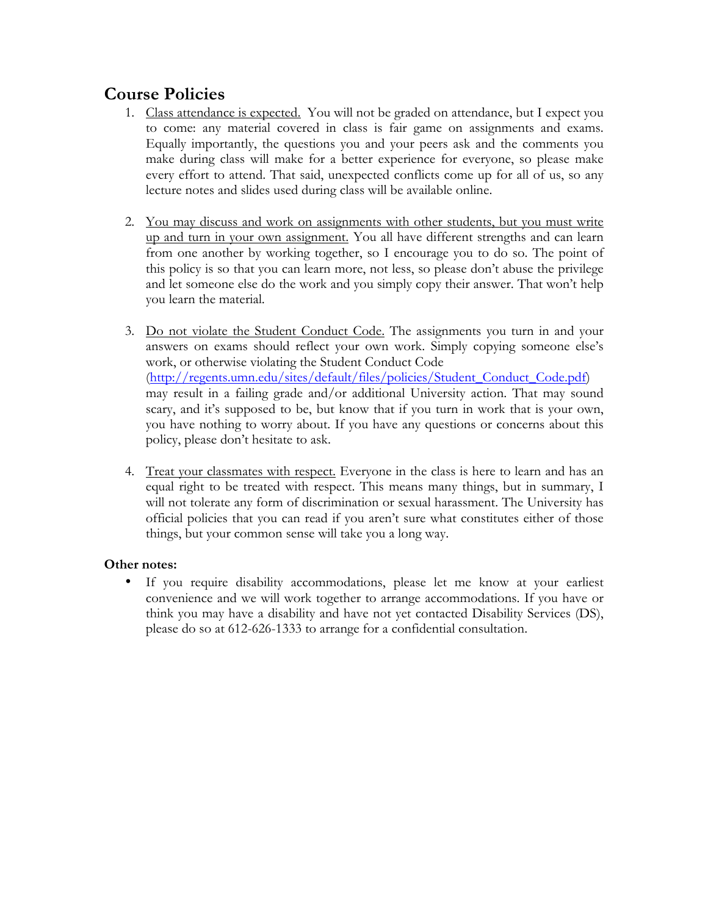## Course Policies

1. Class attendance is expected. You will not be graded on attendance, but I expect you to come: any material covered in class is fair game on assignments and exams. Equally importantly, the questions you and your peers ask and the comments you make during class will make for a better experience for everyone, so please make every effort to attend. That said, unexpected conflicts come up for all of us, so any lecture notes and slides used during class will be available online.

2. You may discuss and work on assignments with other students, but you must write up and turn in your own assignment. You all have different strengths and can learn from one another by working together, so I encourage you to do so. The point of this policy is so that you can learn more, not less, so please don't abuse the privilege and let someone else do the work and you simply copy their answer. That won't help you learn the material.

3. Do not violate the Student Conduct Code. The assignments you turn in and your answers on exams should reflect your own work. Simply copying someone else's work, or otherwise violating the Student Conduct Code (http://regents.umn.edu/sites/default/files/policies/Student_Conduct_Code.pdf) may result in a failing grade and/or additional University action. That may sound scary, and it's supposed to be, but know that if you turn in work that is your own, you have nothing to worry about. If you have any questions or concerns about this policy, please don't hesitate to ask.

4. Treat your classmates with respect. Everyone in the class is here to learn and has an equal right to be treated with respect. This means many things, but in summary, I will not tolerate any form of discrimination or sexual harassment. The University has official policies that you can read if you aren't sure what constitutes either of those things, but your common sense will take you a long way.

**Other notes:**

- If you require disability accommodations, please let me know at your earliest convenience and we will work together to arrange accommodations. If you have or think you may have a disability and have not yet contacted Disability Services (DS), please do so at 612-626-1333 to arrange for a confidential consultation.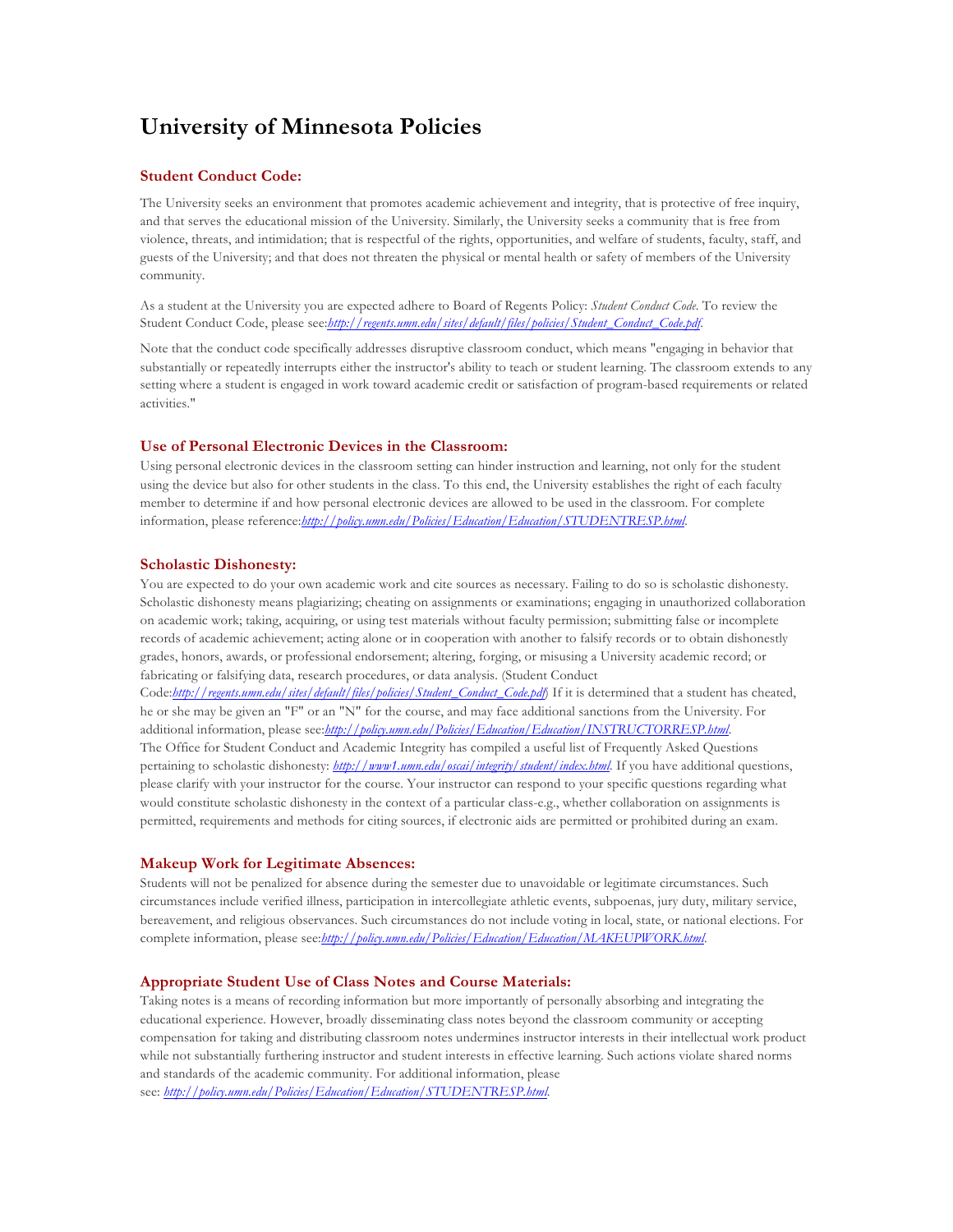# University of Minnesota Policies

## Student Conduct Code:

The University seeks an environment that promotes academic achievement and integrity, that is protective of free inquiry, and that serves the educational mission of the University. Similarly, the University seeks a community that is free from violence, threats, and intimidation; that is respectful of the rights, opportunities, and welfare of students, faculty, staff, and guests of the University; and that does not threaten the physical or mental health or safety of members of the University community.

As a student at the University you are expected adhere to Board of Regents Policy: *Student Conduct Code*. To review the Student Conduct Code, please see:*http://regents.umn.edu/sites/default/files/policies/Student_Conduct_Code.pdf*.

Note that the conduct code specifically addresses disruptive classroom conduct, which means "engaging in behavior that substantially or repeatedly interrupts either the instructor's ability to teach or student learning. The classroom extends to any setting where a student is engaged in work toward academic credit or satisfaction of program-based requirements or related activities."

## Use of Personal Electronic Devices in the Classroom:

Using personal electronic devices in the classroom setting can hinder instruction and learning, not only for the student using the device but also for other students in the class. To this end, the University establishes the right of each faculty member to determine if and how personal electronic devices are allowed to be used in the classroom. For complete information, please reference:*http://policy.umn.edu/Policies/Education/Education/STUDENTRESP.html*.

## Scholastic Dishonesty:

You are expected to do your own academic work and cite sources as necessary. Failing to do so is scholastic dishonesty. Scholastic dishonesty means plagiarizing; cheating on assignments or examinations; engaging in unauthorized collaboration on academic work; taking, acquiring, or using test materials without faculty permission; submitting false or incomplete records of academic achievement; acting alone or in cooperation with another to falsify records or to obtain dishonestly grades, honors, awards, or professional endorsement; altering, forging, or misusing a University academic record; or fabricating or falsifying data, research procedures, or data analysis. (Student Conduct Code:*http://regents.umn.edu/sites/default/files/policies/Student_Conduct_Code.pdf*) If it is determined that a student has cheated, he or she may be given an "F" or an "N" for the course, and may face additional sanctions from the University. For additional information, please see:*http://policy.umn.edu/Policies/Education/Education/INSTRUCTORRESP.html*.
The Office for Student Conduct and Academic Integrity has compiled a useful list of Frequently Asked Questions pertaining to scholastic dishonesty: *http://www1.umn.edu/oscai/integrity/student/index.html*. If you have additional questions, please clarify with your instructor for the course. Your instructor can respond to your specific questions regarding what would constitute scholastic dishonesty in the context of a particular class-e.g., whether collaboration on assignments is permitted, requirements and methods for citing sources, if electronic aids are permitted or prohibited during an exam.

## Makeup Work for Legitimate Absences:

Students will not be penalized for absence during the semester due to unavoidable or legitimate circumstances. Such circumstances include verified illness, participation in intercollegiate athletic events, subpoenas, jury duty, military service, bereavement, and religious observances. Such circumstances do not include voting in local, state, or national elections. For complete information, please see:*http://policy.umn.edu/Policies/Education/Education/MAKEUPWORK.html*.

## Appropriate Student Use of Class Notes and Course Materials:

Taking notes is a means of recording information but more importantly of personally absorbing and integrating the educational experience. However, broadly disseminating class notes beyond the classroom community or accepting compensation for taking and distributing classroom notes undermines instructor interests in their intellectual work product while not substantially furthering instructor and student interests in effective learning. Such actions violate shared norms and standards of the academic community. For additional information, please see: *http://policy.umn.edu/Policies/Education/Education/STUDENTRESP.html*.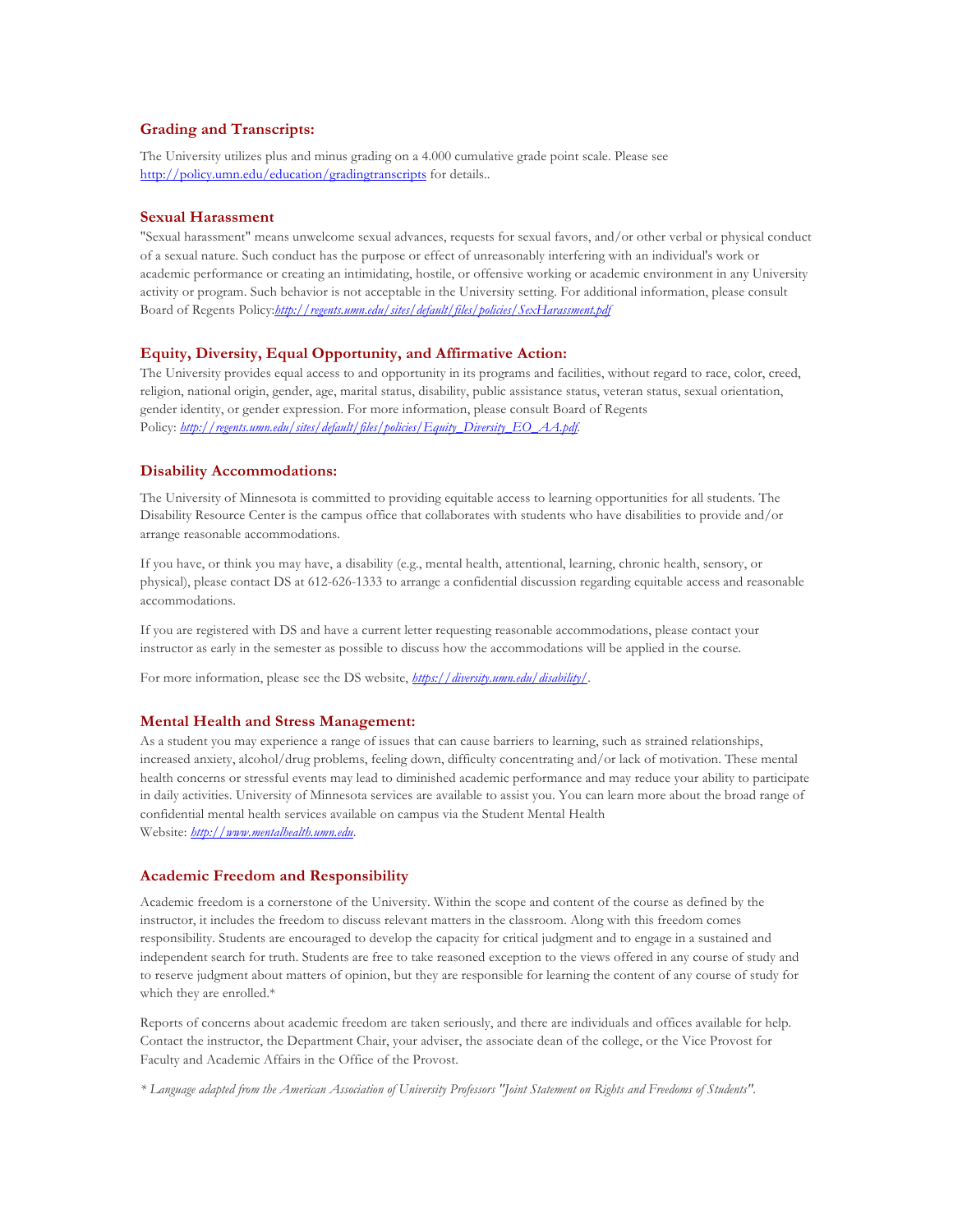### Grading and Transcripts:

The University utilizes plus and minus grading on a 4.000 cumulative grade point scale. Please see http://policy.umn.edu/education/gradingtranscripts for details..

### Sexual Harassment

"Sexual harassment" means unwelcome sexual advances, requests for sexual favors, and/or other verbal or physical conduct of a sexual nature. Such conduct has the purpose or effect of unreasonably interfering with an individual's work or academic performance or creating an intimidating, hostile, or offensive working or academic environment in any University activity or program. Such behavior is not acceptable in the University setting. For additional information, please consult Board of Regents Policy:*http://regents.umn.edu/sites/default/files/policies/SexHarassment.pdf*

### Equity, Diversity, Equal Opportunity, and Affirmative Action:

The University provides equal access to and opportunity in its programs and facilities, without regard to race, color, creed, religion, national origin, gender, age, marital status, disability, public assistance status, veteran status, sexual orientation, gender identity, or gender expression. For more information, please consult Board of Regents Policy: *http://regents.umn.edu/sites/default/files/policies/Equity_Diversity_EO_AA.pdf*.

### Disability Accommodations:

The University of Minnesota is committed to providing equitable access to learning opportunities for all students. The Disability Resource Center is the campus office that collaborates with students who have disabilities to provide and/or arrange reasonable accommodations.

If you have, or think you may have, a disability (e.g., mental health, attentional, learning, chronic health, sensory, or physical), please contact DS at 612-626-1333 to arrange a confidential discussion regarding equitable access and reasonable accommodations.

If you are registered with DS and have a current letter requesting reasonable accommodations, please contact your instructor as early in the semester as possible to discuss how the accommodations will be applied in the course.

For more information, please see the DS website, *https://diversity.umn.edu/disability/*.

### Mental Health and Stress Management:

As a student you may experience a range of issues that can cause barriers to learning, such as strained relationships, increased anxiety, alcohol/drug problems, feeling down, difficulty concentrating and/or lack of motivation. These mental health concerns or stressful events may lead to diminished academic performance and may reduce your ability to participate in daily activities. University of Minnesota services are available to assist you. You can learn more about the broad range of confidential mental health services available on campus via the Student Mental Health Website: *http://www.mentalhealth.umn.edu*.

### Academic Freedom and Responsibility

Academic freedom is a cornerstone of the University. Within the scope and content of the course as defined by the instructor, it includes the freedom to discuss relevant matters in the classroom. Along with this freedom comes responsibility. Students are encouraged to develop the capacity for critical judgment and to engage in a sustained and independent search for truth. Students are free to take reasoned exception to the views offered in any course of study and to reserve judgment about matters of opinion, but they are responsible for learning the content of any course of study for which they are enrolled.*

Reports of concerns about academic freedom are taken seriously, and there are individuals and offices available for help. Contact the instructor, the Department Chair, your adviser, the associate dean of the college, or the Vice Provost for Faculty and Academic Affairs in the Office of the Provost.

*\* Language adapted from the American Association of University Professors "Joint Statement on Rights and Freedoms of Students".*